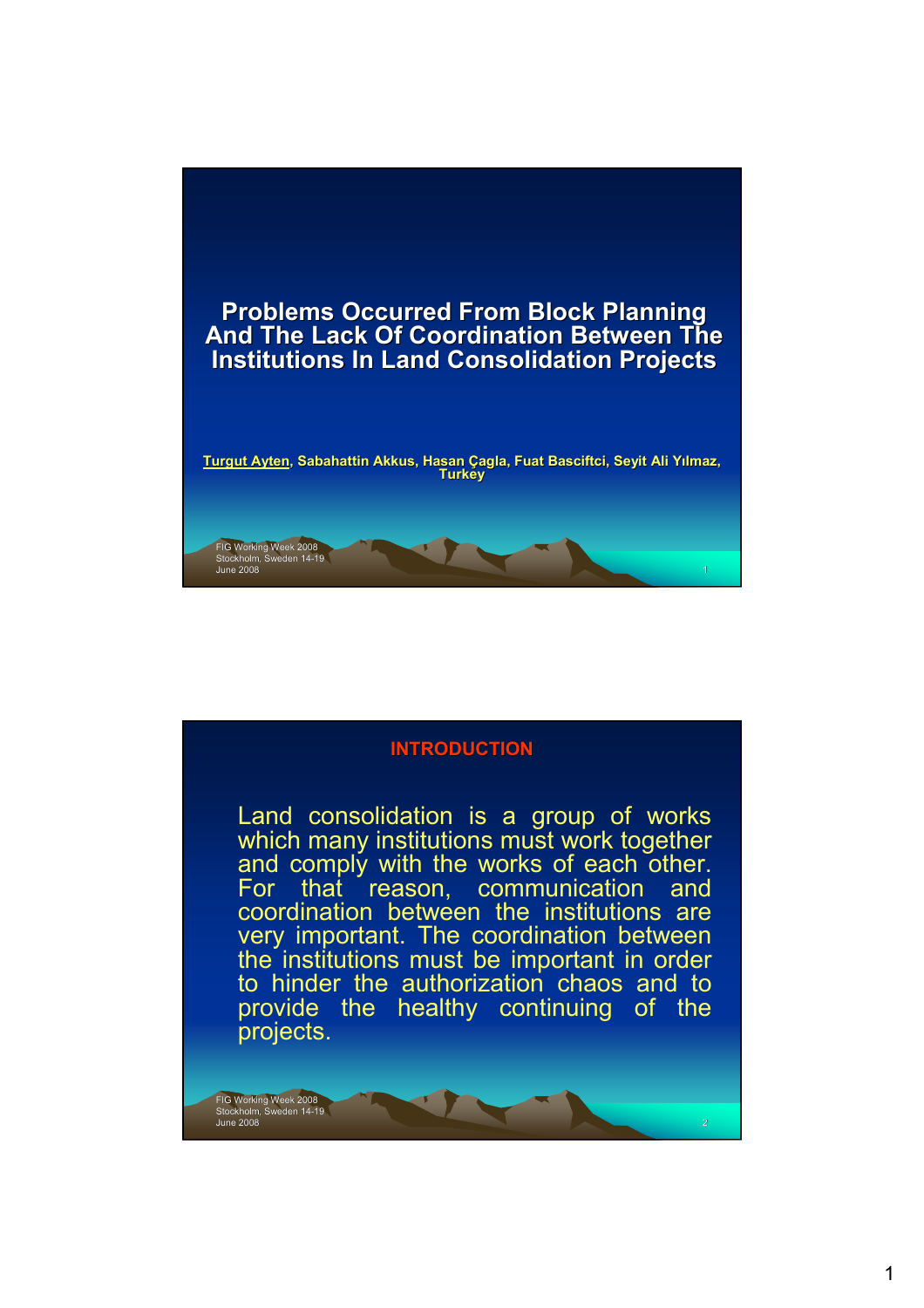# Problems Occurred From Block Planning And The Lack Of Coordination Between The Institutions In Land Consolidation Projects

**Turgut Ayten, Sabahattin Akkus, Hasan Çagla, Fuat Basciftci, Seyit Ali Yılmaz, Turkey**

## INTRODUCTION

Land consolidation is a group of works which many institutions must work together and comply with the works of each other. For that reason, communication and coordination between the institutions are very important. The coordination between the institutions must be important in order to hinder the authorization chaos and to provide the healthy continuing of the projects.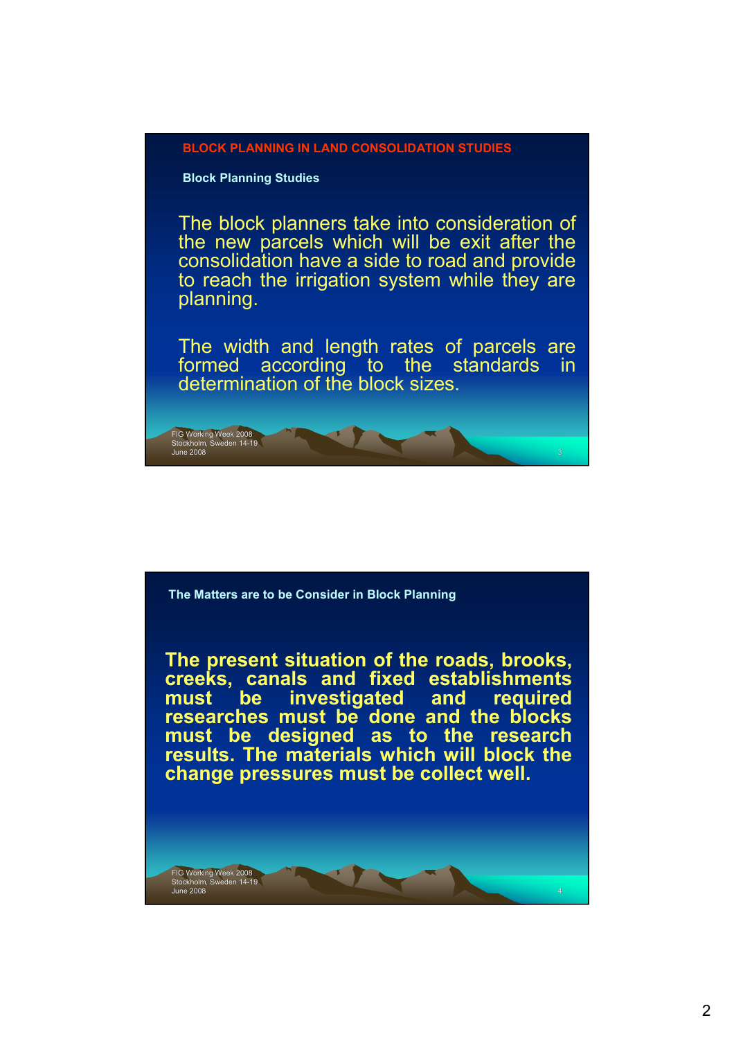## BLOCK PLANNING IN LAND CONSOLIDATION STUDIES

### Block Planning Studies

The block planners take into consideration of the new parcels which will be exit after the consolidation have a side to road and provide to reach the irrigation system while they are planning.

The width and length rates of parcels are formed according to the standards in determination of the block sizes.

### The Matters are to be Consider in Block Planning

**The present situation of the roads, brooks, creeks, canals and fixed establishments must be investigated and required researches must be done and the blocks must be designed as to the research results. The materials which will block the change pressures must be collect well.**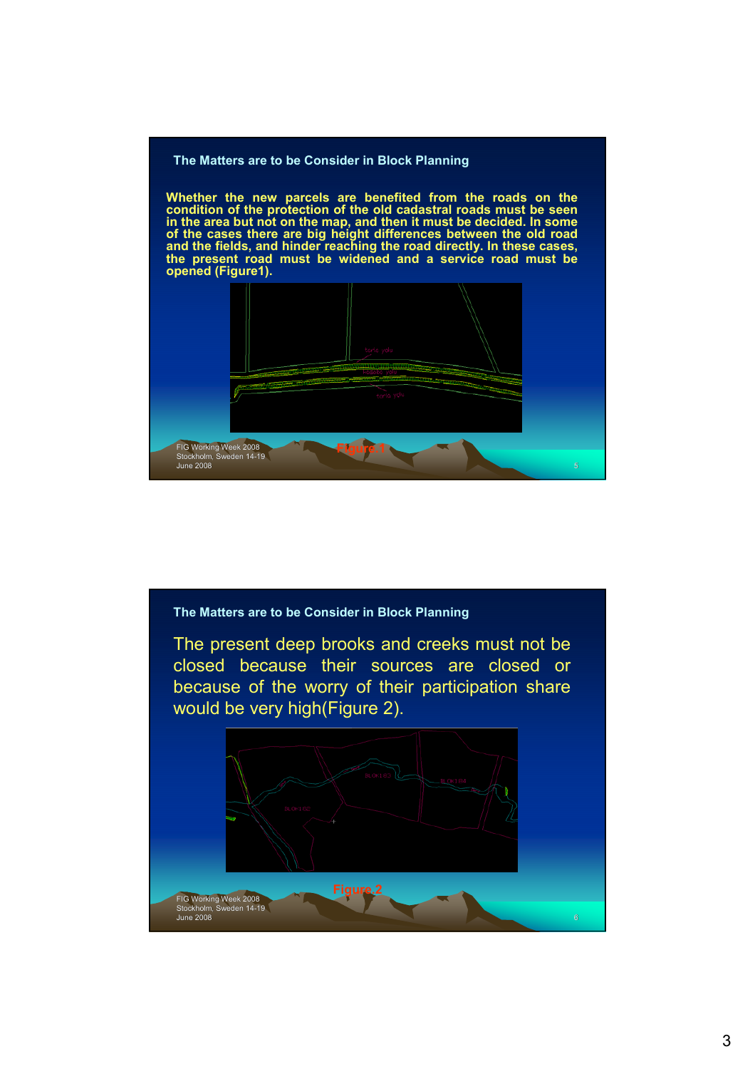## The Matters are to be Consider in Block Planning

**Whether the new parcels are benefited from the roads on the condition of the protection of the old cadastral roads must be seen in the area but not on the map, and then it must be decided. In some of the cases there are big height differences between the old road and the fields, and hinder reaching the road directly. In these cases, the present road must be widened and a service road must be opened (Figure1).**

Figure.1

## The Matters are to be Consider in Block Planning

The present deep brooks and creeks must not be closed because their sources are closed or because of the worry of their participation share would be very high(Figure 2).

Figure.2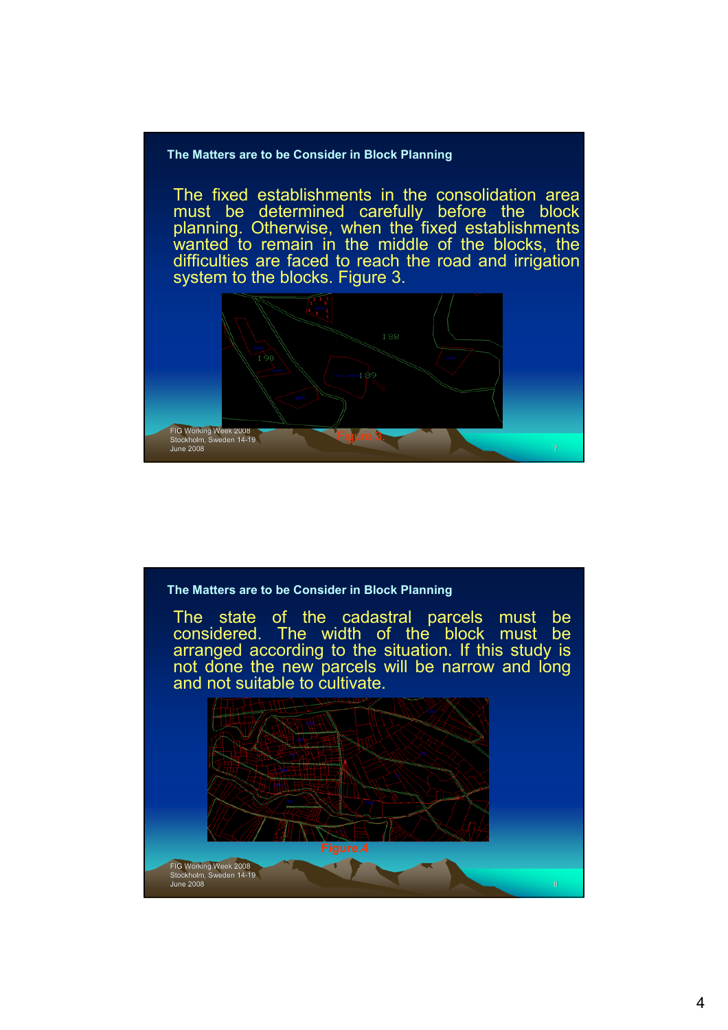## The Matters are to be Consider in Block Planning

The fixed establishments in the consolidation area must be determined carefully before the block planning. Otherwise, when the fixed establishments wanted to remain in the middle of the blocks, the difficulties are faced to reach the road and irrigation system to the blocks. Figure 3.

Figure 3.

## The Matters are to be Consider in Block Planning

The state of the cadastral parcels must be considered. The width of the block must be arranged according to the situation. If this study is not done the new parcels will be narrow and long and not suitable to cultivate.

Figure.4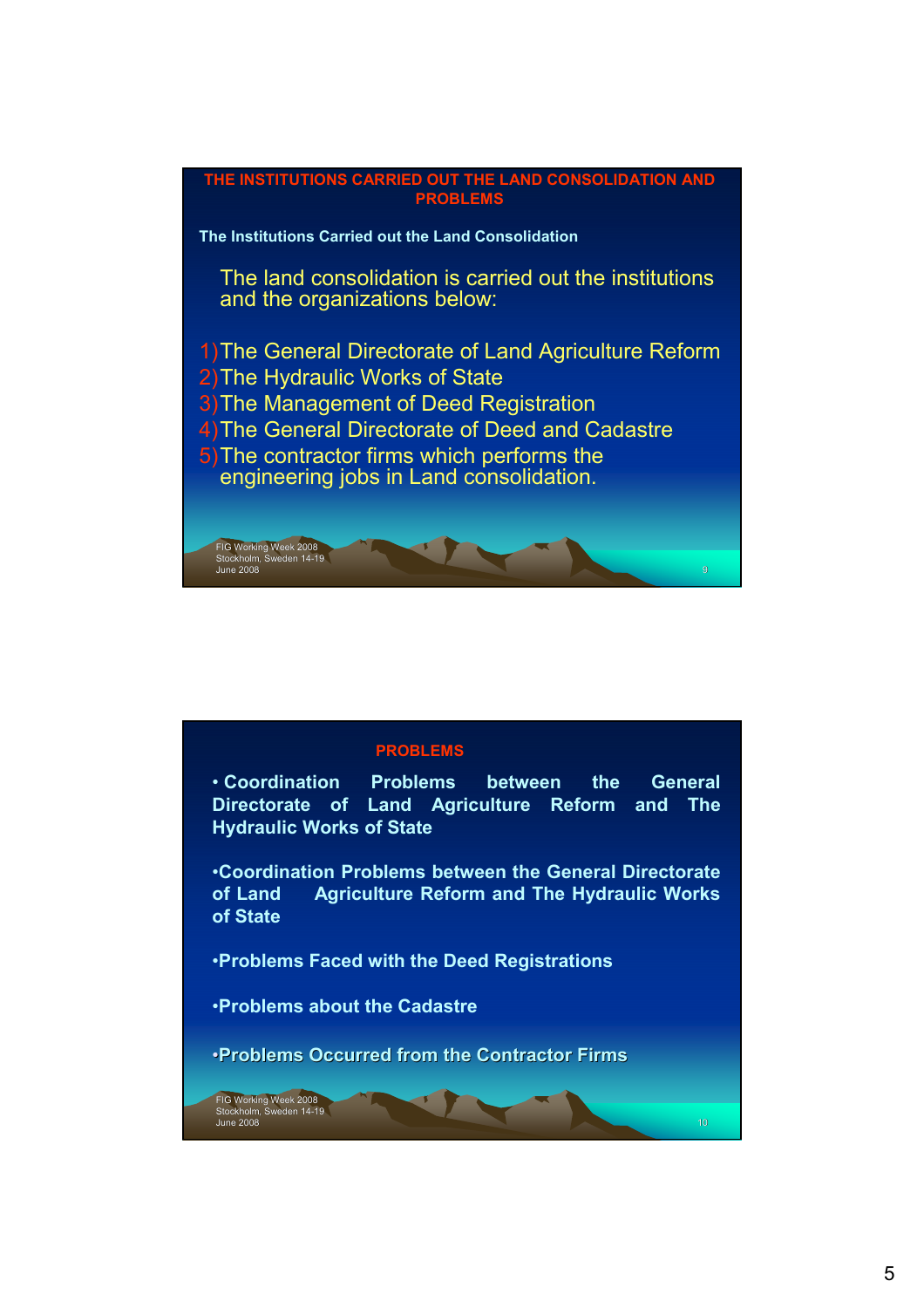## THE INSTITUTIONS CARRIED OUT THE LAND CONSOLIDATION AND PROBLEMS

### The Institutions Carried out the Land Consolidation

The land consolidation is carried out the institutions and the organizations below:

1) The General Directorate of Land Agriculture Reform
2) The Hydraulic Works of State
3) The Management of Deed Registration
4) The General Directorate of Deed and Cadastre
5) The contractor firms which performs the engineering jobs in Land consolidation.

## PROBLEMS

- Coordination Problems between the General Directorate of Land Agriculture Reform and The Hydraulic Works of State
- Coordination Problems between the General Directorate of Land Agriculture Reform and The Hydraulic Works of State
- Problems Faced with the Deed Registrations
- Problems about the Cadastre
- Problems Occurred from the Contractor Firms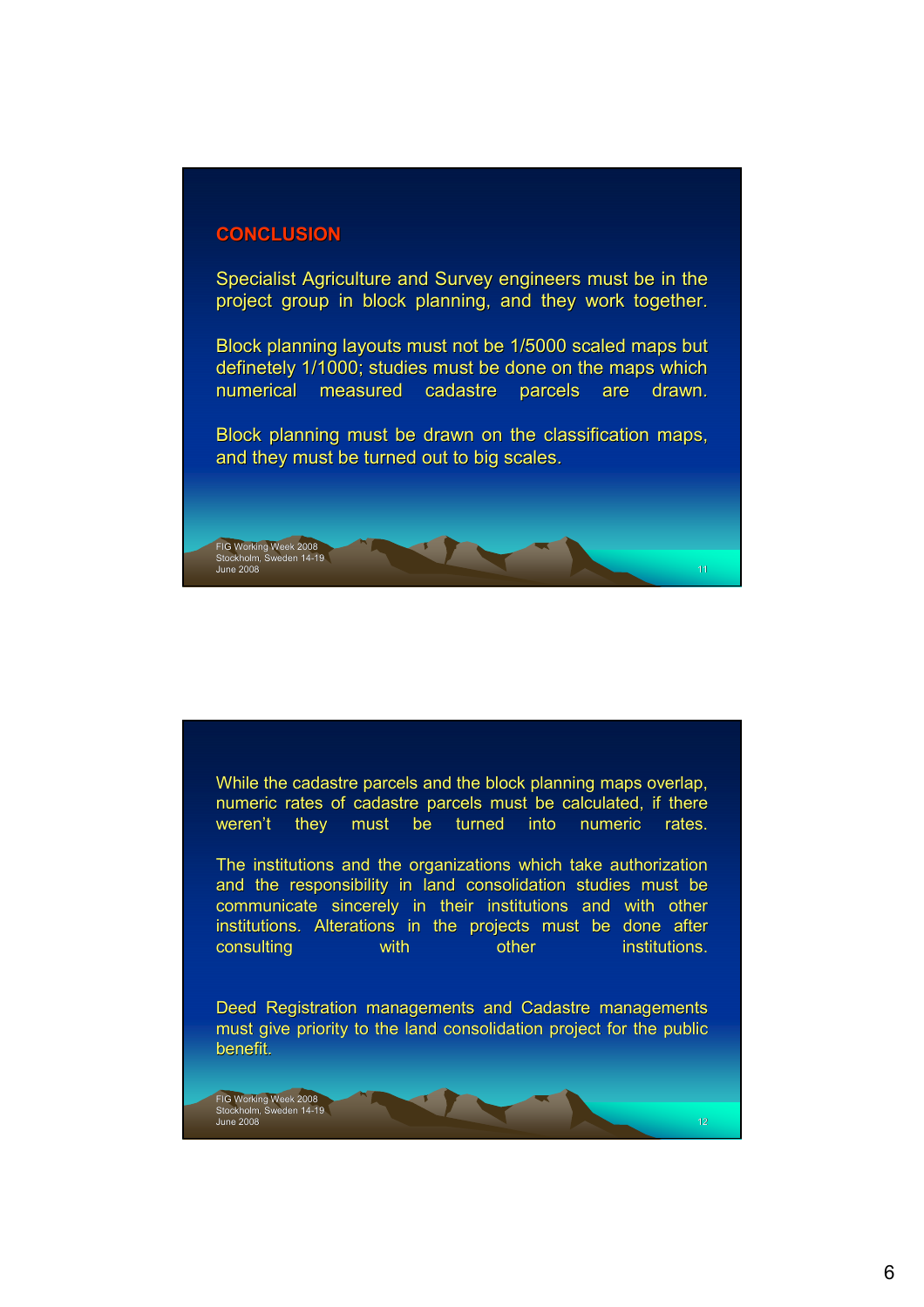## CONCLUSION

Specialist Agriculture and Survey engineers must be in the project group in block planning, and they work together.

Block planning layouts must not be 1/5000 scaled maps but definetely 1/1000; studies must be done on the maps which numerical measured cadastre parcels are drawn.

Block planning must be drawn on the classification maps, and they must be turned out to big scales.

While the cadastre parcels and the block planning maps overlap, numeric rates of cadastre parcels must be calculated, if there weren't they must be turned into numeric rates.

The institutions and the organizations which take authorization and the responsibility in land consolidation studies must be communicate sincerely in their institutions and with other institutions. Alterations in the projects must be done after consulting with other institutions.

Deed Registration managements and Cadastre managements must give priority to the land consolidation project for the public benefit.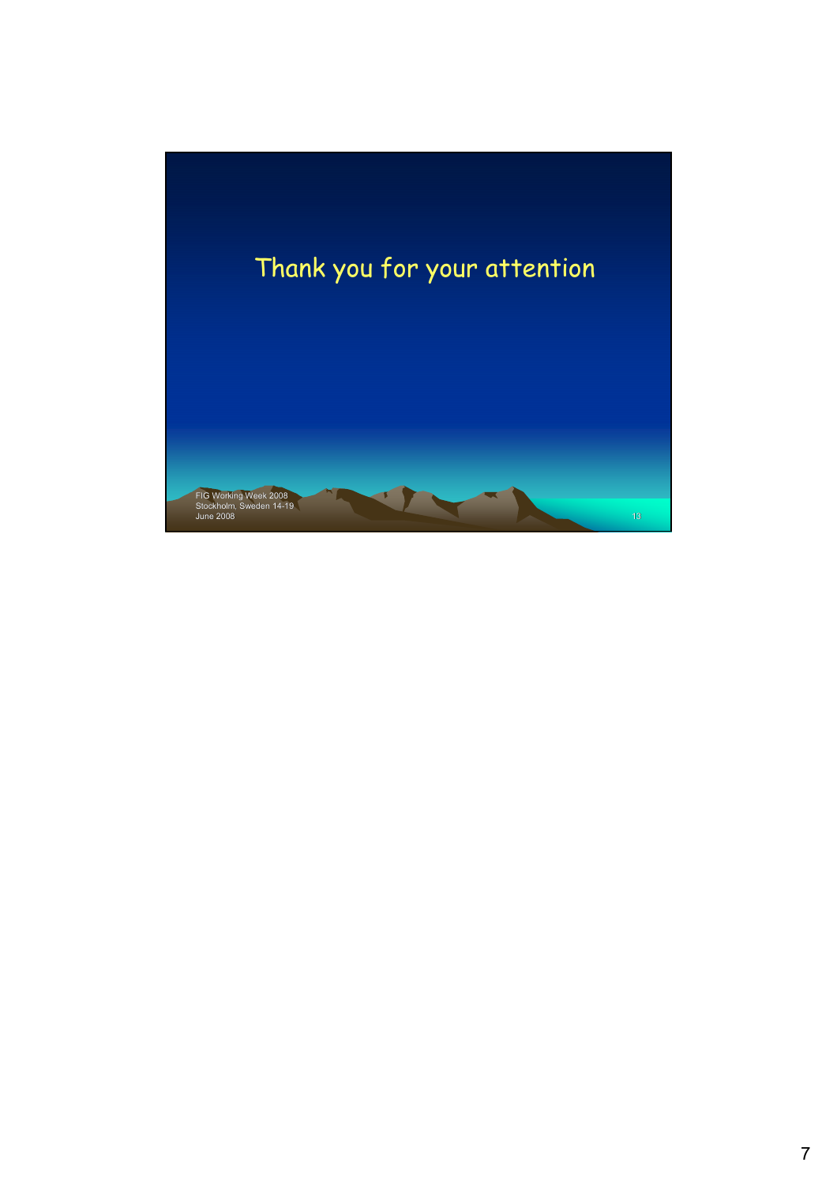Thank you for your attention

FIG Working Week 2008
Stockholm, Sweden 14-19
June 2008